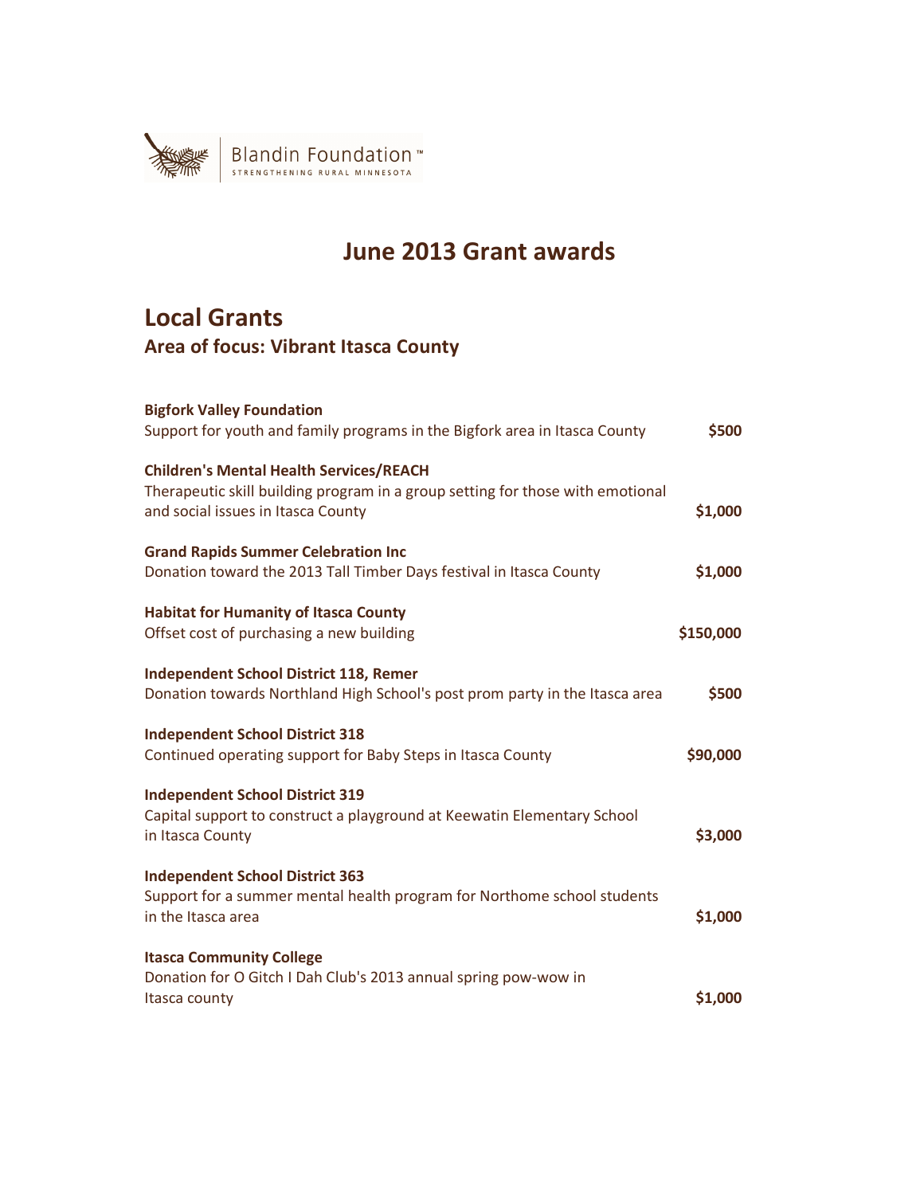Blandin Foundation™
STRENGTHENING RURAL MINNESOTA

# June 2013 Grant awards

## Local Grants

### Area of focus: Vibrant Itasca County

**Bigfork Valley Foundation**
Support for youth and family programs in the Bigfork area in Itasca County **$500**

**Children's Mental Health Services/REACH**
Therapeutic skill building program in a group setting for those with emotional and social issues in Itasca County **$1,000**

**Grand Rapids Summer Celebration Inc**
Donation toward the 2013 Tall Timber Days festival in Itasca County **$1,000**

**Habitat for Humanity of Itasca County**
Offset cost of purchasing a new building **$150,000**

**Independent School District 118, Remer**
Donation towards Northland High School's post prom party in the Itasca area **$500**

**Independent School District 318**
Continued operating support for Baby Steps in Itasca County **$90,000**

**Independent School District 319**
Capital support to construct a playground at Keewatin Elementary School in Itasca County **$3,000**

**Independent School District 363**
Support for a summer mental health program for Northome school students in the Itasca area **$1,000**

**Itasca Community College**
Donation for O Gitch I Dah Club's 2013 annual spring pow-wow in Itasca county **$1,000**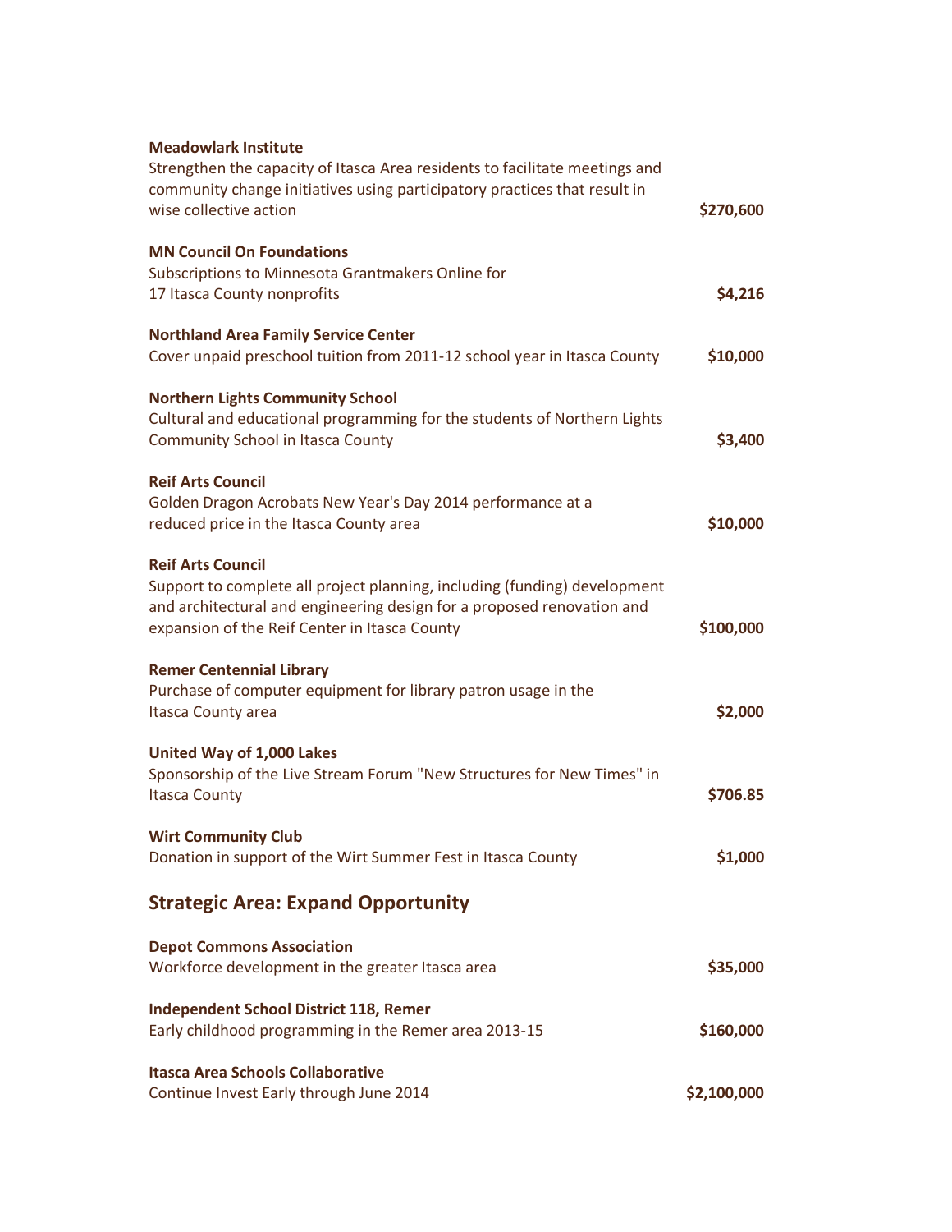**Meadowlark Institute**
Strengthen the capacity of Itasca Area residents to facilitate meetings and community change initiatives using participatory practices that result in wise collective action **$270,600**

**MN Council On Foundations**
Subscriptions to Minnesota Grantmakers Online for 17 Itasca County nonprofits **$4,216**

**Northland Area Family Service Center**
Cover unpaid preschool tuition from 2011-12 school year in Itasca County **$10,000**

**Northern Lights Community School**
Cultural and educational programming for the students of Northern Lights Community School in Itasca County **$3,400**

**Reif Arts Council**
Golden Dragon Acrobats New Year's Day 2014 performance at a reduced price in the Itasca County area **$10,000**

**Reif Arts Council**
Support to complete all project planning, including (funding) development and architectural and engineering design for a proposed renovation and expansion of the Reif Center in Itasca County **$100,000**

**Remer Centennial Library**
Purchase of computer equipment for library patron usage in the Itasca County area **$2,000**

**United Way of 1,000 Lakes**
Sponsorship of the Live Stream Forum "New Structures for New Times" in Itasca County **$706.85**

**Wirt Community Club**
Donation in support of the Wirt Summer Fest in Itasca County **$1,000**

## Strategic Area: Expand Opportunity

**Depot Commons Association**
Workforce development in the greater Itasca area **$35,000**

**Independent School District 118, Remer**
Early childhood programming in the Remer area 2013-15 **$160,000**

**Itasca Area Schools Collaborative**
Continue Invest Early through June 2014 **$2,100,000**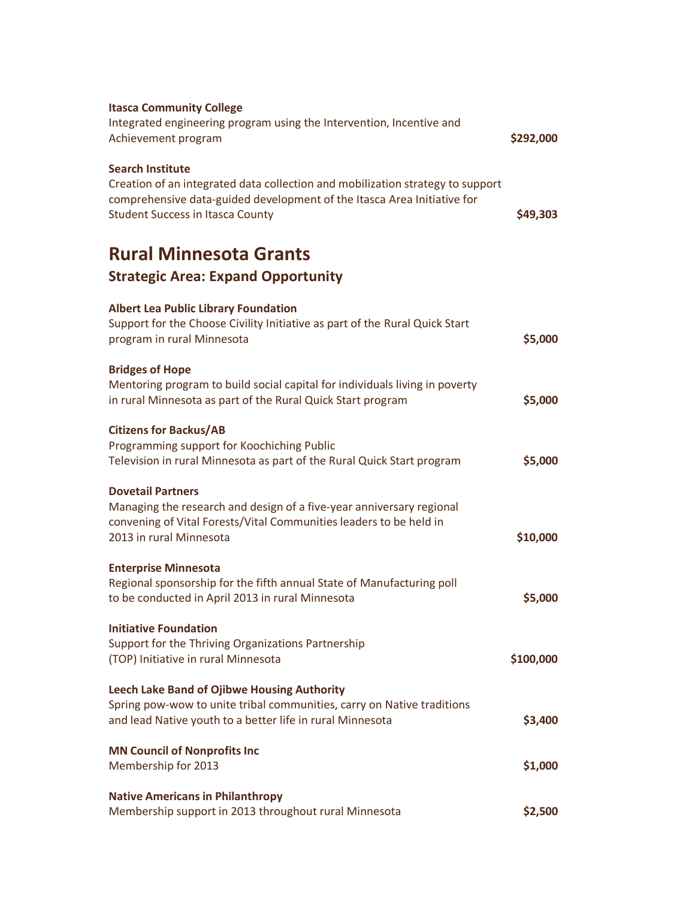**Itasca Community College**
Integrated engineering program using the Intervention, Incentive and Achievement program **$292,000**

**Search Institute**
Creation of an integrated data collection and mobilization strategy to support comprehensive data-guided development of the Itasca Area Initiative for Student Success in Itasca County **$49,303**

# Rural Minnesota Grants

## Strategic Area: Expand Opportunity

**Albert Lea Public Library Foundation**
Support for the Choose Civility Initiative as part of the Rural Quick Start program in rural Minnesota **$5,000**

**Bridges of Hope**
Mentoring program to build social capital for individuals living in poverty in rural Minnesota as part of the Rural Quick Start program **$5,000**

**Citizens for Backus/AB**
Programming support for Koochiching Public Television in rural Minnesota as part of the Rural Quick Start program **$5,000**

**Dovetail Partners**
Managing the research and design of a five-year anniversary regional convening of Vital Forests/Vital Communities leaders to be held in 2013 in rural Minnesota **$10,000**

**Enterprise Minnesota**
Regional sponsorship for the fifth annual State of Manufacturing poll to be conducted in April 2013 in rural Minnesota **$5,000**

**Initiative Foundation**
Support for the Thriving Organizations Partnership (TOP) Initiative in rural Minnesota **$100,000**

**Leech Lake Band of Ojibwe Housing Authority**
Spring pow-wow to unite tribal communities, carry on Native traditions and lead Native youth to a better life in rural Minnesota **$3,400**

**MN Council of Nonprofits Inc**
Membership for 2013 **$1,000**

**Native Americans in Philanthropy**
Membership support in 2013 throughout rural Minnesota **$2,500**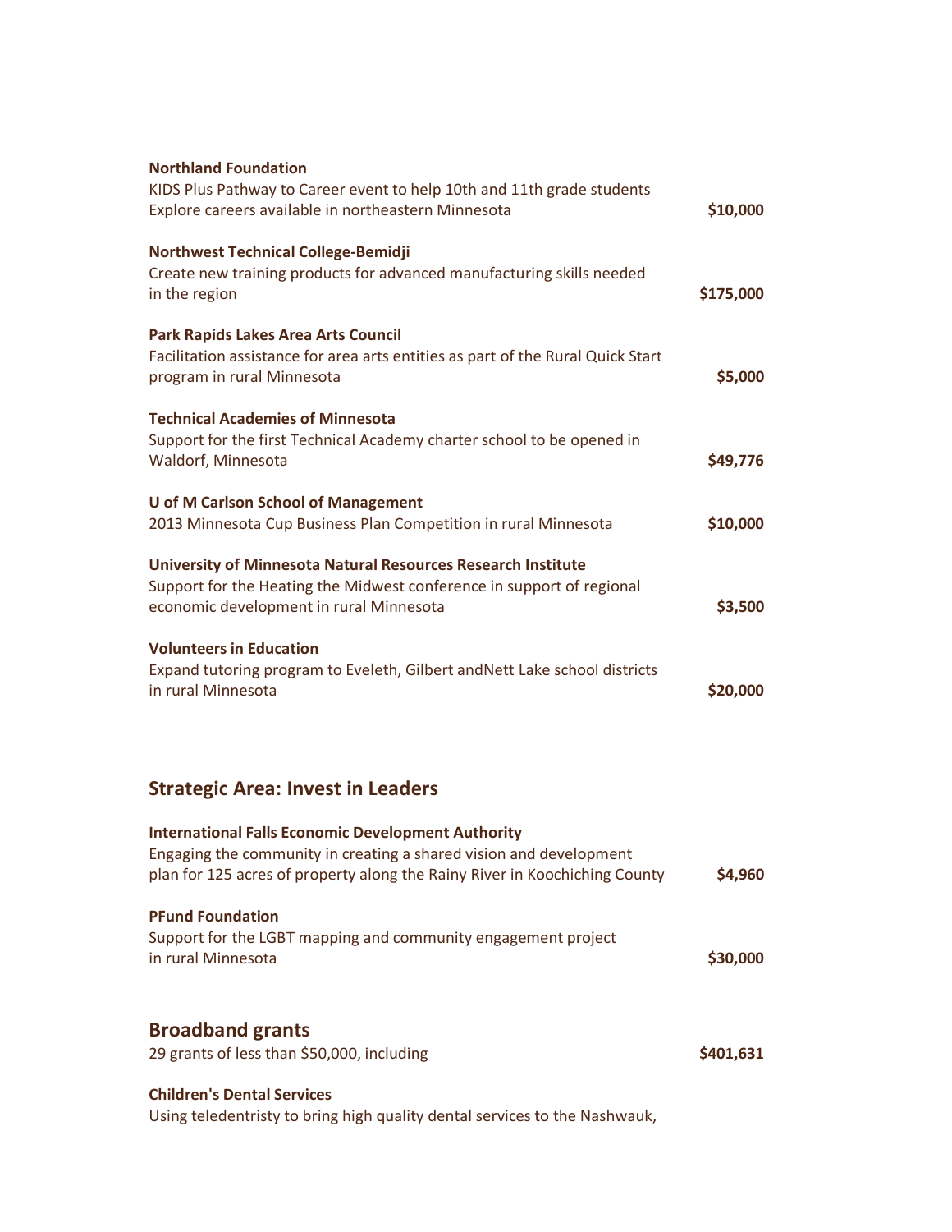**Northland Foundation**
KIDS Plus Pathway to Career event to help 10th and 11th grade students Explore careers available in northeastern Minnesota **$10,000**

**Northwest Technical College-Bemidji**
Create new training products for advanced manufacturing skills needed in the region **$175,000**

**Park Rapids Lakes Area Arts Council**
Facilitation assistance for area arts entities as part of the Rural Quick Start program in rural Minnesota **$5,000**

**Technical Academies of Minnesota**
Support for the first Technical Academy charter school to be opened in Waldorf, Minnesota **$49,776**

**U of M Carlson School of Management**
2013 Minnesota Cup Business Plan Competition in rural Minnesota **$10,000**

**University of Minnesota Natural Resources Research Institute**
Support for the Heating the Midwest conference in support of regional economic development in rural Minnesota **$3,500**

**Volunteers in Education**
Expand tutoring program to Eveleth, Gilbert andNett Lake school districts in rural Minnesota **$20,000**

## Strategic Area: Invest in Leaders

**International Falls Economic Development Authority**
Engaging the community in creating a shared vision and development plan for 125 acres of property along the Rainy River in Koochiching County **$4,960**

**PFund Foundation**
Support for the LGBT mapping and community engagement project in rural Minnesota **$30,000**

## Broadband grants

29 grants of less than $50,000, including **$401,631**

**Children's Dental Services**
Using teledentristy to bring high quality dental services to the Nashwauk,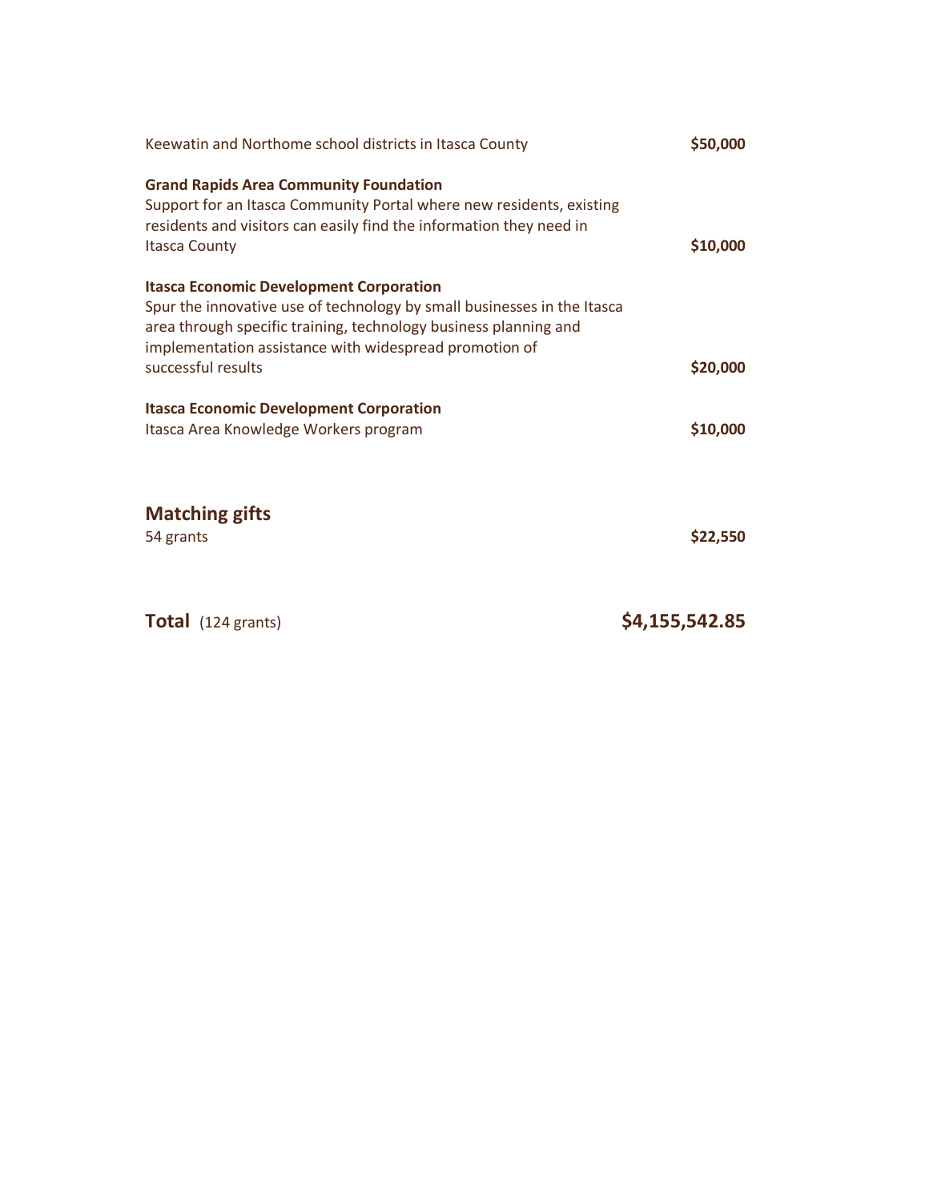Keewatin and Northome school districts in Itasca County **$50,000**

**Grand Rapids Area Community Foundation**
Support for an Itasca Community Portal where new residents, existing residents and visitors can easily find the information they need in Itasca County **$10,000**

**Itasca Economic Development Corporation**
Spur the innovative use of technology by small businesses in the Itasca area through specific training, technology business planning and implementation assistance with widespread promotion of successful results **$20,000**

**Itasca Economic Development Corporation**
Itasca Area Knowledge Workers program **$10,000**

## Matching gifts

54 grants **$22,550**

## Total (124 grants) $4,155,542.85